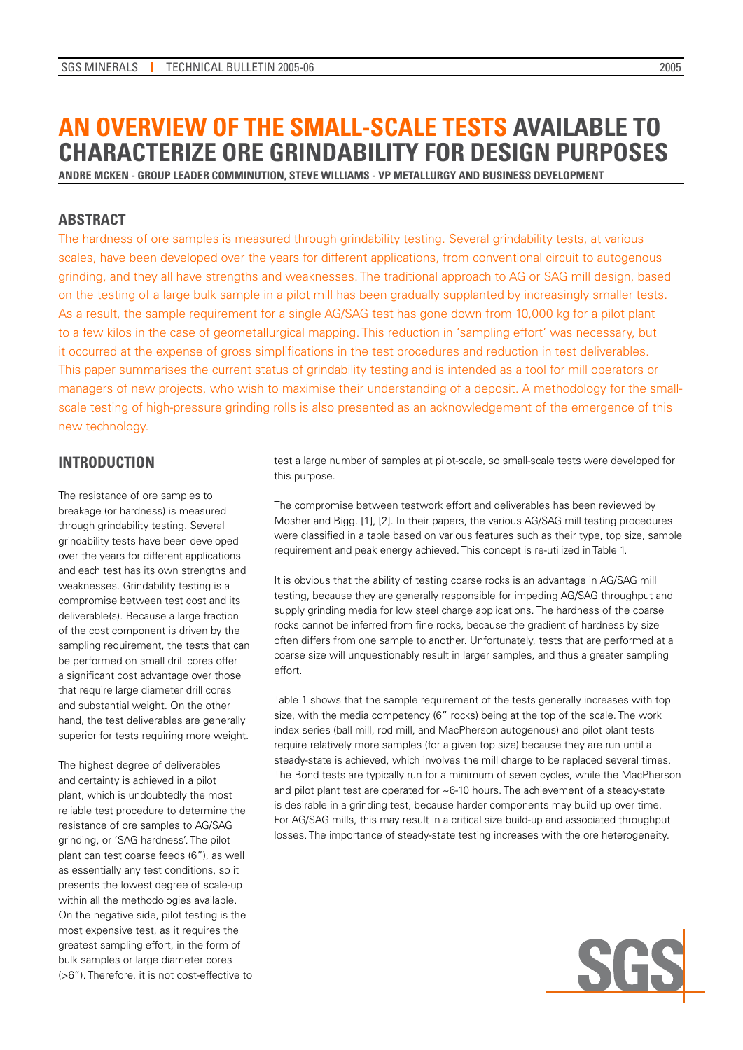# AN OVERVIEW OF THE SMALL-SCALE TESTS AVAILABLE TO CHARACTERIZE ORE GRINDABILITY FOR DESIGN PURPOSES

**ANDRE MCKEN - GROUP LEADER COMMINUTION, STEVE WILLIAMS - VP METALLURGY AND BUSINESS DEVELOPMENT**

## ABSTRACT

The hardness of ore samples is measured through grindability testing. Several grindability tests, at various scales, have been developed over the years for different applications, from conventional circuit to autogenous grinding, and they all have strengths and weaknesses. The traditional approach to AG or SAG mill design, based on the testing of a large bulk sample in a pilot mill has been gradually supplanted by increasingly smaller tests. As a result, the sample requirement for a single AG/SAG test has gone down from 10,000 kg for a pilot plant to a few kilos in the case of geometallurgical mapping. This reduction in 'sampling effort' was necessary, but it occurred at the expense of gross simplifications in the test procedures and reduction in test deliverables. This paper summarises the current status of grindability testing and is intended as a tool for mill operators or managers of new projects, who wish to maximise their understanding of a deposit. A methodology for the small-scale testing of high-pressure grinding rolls is also presented as an acknowledgement of the emergence of this new technology.

## INTRODUCTION

The resistance of ore samples to breakage (or hardness) is measured through grindability testing. Several grindability tests have been developed over the years for different applications and each test has its own strengths and weaknesses. Grindability testing is a compromise between test cost and its deliverable(s). Because a large fraction of the cost component is driven by the sampling requirement, the tests that can be performed on small drill cores offer a significant cost advantage over those that require large diameter drill cores and substantial weight. On the other hand, the test deliverables are generally superior for tests requiring more weight.

The highest degree of deliverables and certainty is achieved in a pilot plant, which is undoubtedly the most reliable test procedure to determine the resistance of ore samples to AG/SAG grinding, or 'SAG hardness'. The pilot plant can test coarse feeds (6"), as well as essentially any test conditions, so it presents the lowest degree of scale-up within all the methodologies available. On the negative side, pilot testing is the most expensive test, as it requires the greatest sampling effort, in the form of bulk samples or large diameter cores (>6"). Therefore, it is not cost-effective to test a large number of samples at pilot-scale, so small-scale tests were developed for this purpose.

The compromise between testwork effort and deliverables has been reviewed by Mosher and Bigg. [1], [2]. In their papers, the various AG/SAG mill testing procedures were classified in a table based on various features such as their type, top size, sample requirement and peak energy achieved. This concept is re-utilized in Table 1.

It is obvious that the ability of testing coarse rocks is an advantage in AG/SAG mill testing, because they are generally responsible for impeding AG/SAG throughput and supply grinding media for low steel charge applications. The hardness of the coarse rocks cannot be inferred from fine rocks, because the gradient of hardness by size often differs from one sample to another. Unfortunately, tests that are performed at a coarse size will unquestionably result in larger samples, and thus a greater sampling effort.

Table 1 shows that the sample requirement of the tests generally increases with top size, with the media competency (6" rocks) being at the top of the scale. The work index series (ball mill, rod mill, and MacPherson autogenous) and pilot plant tests require relatively more samples (for a given top size) because they are run until a steady-state is achieved, which involves the mill charge to be replaced several times. The Bond tests are typically run for a minimum of seven cycles, while the MacPherson and pilot plant test are operated for ~6-10 hours. The achievement of a steady-state is desirable in a grinding test, because harder components may build up over time. For AG/SAG mills, this may result in a critical size build-up and associated throughput losses. The importance of steady-state testing increases with the ore heterogeneity.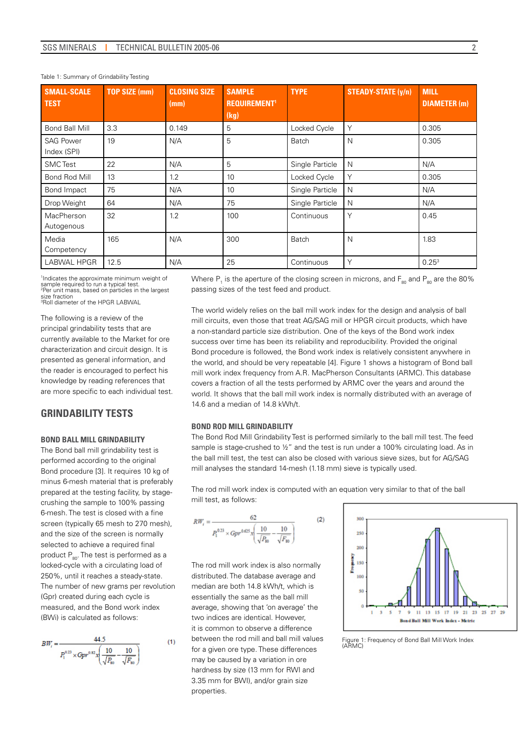Table 1: Summary of Grindability Testing

| SMALL-SCALE TEST | TOP SIZE (mm) | CLOSING SIZE (mm) | SAMPLE REQUIREMENT[1] (kg) | TYPE | STEADY-STATE (y/n) | MILL DIAMETER (m) |
|---|---|---|---|---|---|---|
| Bond Ball Mill | 3.3 | 0.149 | 5 | Locked Cycle | Y | 0.305 |
| SAG Power Index (SPI) | 19 | N/A | 5 | Batch | N | 0.305 |
| SMC Test | 22 | N/A | 5 | Single Particle | N | N/A |
| Bond Rod Mill | 13 | 1.2 | 10 | Locked Cycle | Y | 0.305 |
| Bond Impact | 75 | N/A | 10 | Single Particle | N | N/A |
| Drop Weight | 64 | N/A | 75 | Single Particle | N | N/A |
| MacPherson Autogenous | 32 | 1.2 | 100 | Continuous | Y | 0.45 |
| Media Competency | 165 | N/A | 300 | Batch | N | 1.83 |
| LABWAL HPGR | 12.5 | N/A | 25 | Continuous | Y | 0.25[3] |

[1]Indicates the approximate minimum weight of sample required to run a typical test.
[2]Per unit mass, based on particles in the largest size fraction
[3]Roll diameter of the HPGR LABWAL

The following is a review of the principal grindability tests that are currently available to the Market for ore characterization and circuit design. It is presented as general information, and the reader is encouraged to perfect his knowledge by reading references that are more specific to each individual test.

## GRINDABILITY TESTS

### BOND BALL MILL GRINDABILITY

The Bond ball mill grindability test is performed according to the original Bond procedure [3]. It requires 10 kg of minus 6-mesh material that is preferably prepared at the testing facility, by stage-crushing the sample to 100% passing 6-mesh. The test is closed with a fine screen (typically 65 mesh to 270 mesh), and the size of the screen is normally selected to achieve a required final product $P_{80}$. The test is performed as a locked-cycle with a circulating load of 250%, until it reaches a steady-state. The number of new grams per revolution (Gpr) created during each cycle is measured, and the Bond work index (BWi) is calculated as follows:

$$BW_i = \frac{44.5}{P_1^{0.23} \times Gpr^{0.82} x \left( \frac{10}{\sqrt{P_{80}}} - \frac{10}{\sqrt{F_{80}}} \right)} \quad (1)$$

Where $P_1$ is the aperture of the closing screen in microns, and $F_{80}$ and $P_{80}$ are the 80% passing sizes of the test feed and product.

The world widely relies on the ball mill work index for the design and analysis of ball mill circuits, even those that treat AG/SAG mill or HPGR circuit products, which have a non-standard particle size distribution. One of the keys of the Bond work index success over time has been its reliability and reproducibility. Provided the original Bond procedure is followed, the Bond work index is relatively consistent anywhere in the world, and should be very repeatable [4]. Figure 1 shows a histogram of Bond ball mill work index frequency from A.R. MacPherson Consultants (ARMC). This database covers a fraction of all the tests performed by ARMC over the years and around the world. It shows that the ball mill work index is normally distributed with an average of 14.6 and a median of 14.8 kWh/t.

### BOND ROD MILL GRINDABILITY

The Bond Rod Mill Grindability Test is performed similarly to the ball mill test. The feed sample is stage-crushed to ½" and the test is run under a 100% circulating load. As in the ball mill test, the test can also be closed with various sieve sizes, but for AG/SAG mill analyses the standard 14-mesh (1.18 mm) sieve is typically used.

The rod mill work index is computed with an equation very similar to that of the ball mill test, as follows:

$$RW_i = \frac{62}{P_1^{0.23} \times Gpr^{0.625} x \left( \frac{10}{\sqrt{P_{80}}} - \frac{10}{\sqrt{F_{80}}} \right)} \quad (2)$$

The rod mill work index is also normally distributed. The database average and median are both 14.8 kWh/t, which is essentially the same as the ball mill average, showing that 'on average' the two indices are identical. However, it is common to observe a difference between the rod mill and ball mill values for a given ore type. These differences may be caused by a variation in ore hardness by size (13 mm for RWI and 3.35 mm for BWI), and/or grain size properties.

Figure 1: Frequency of Bond Ball Mill Work Index (ARMC)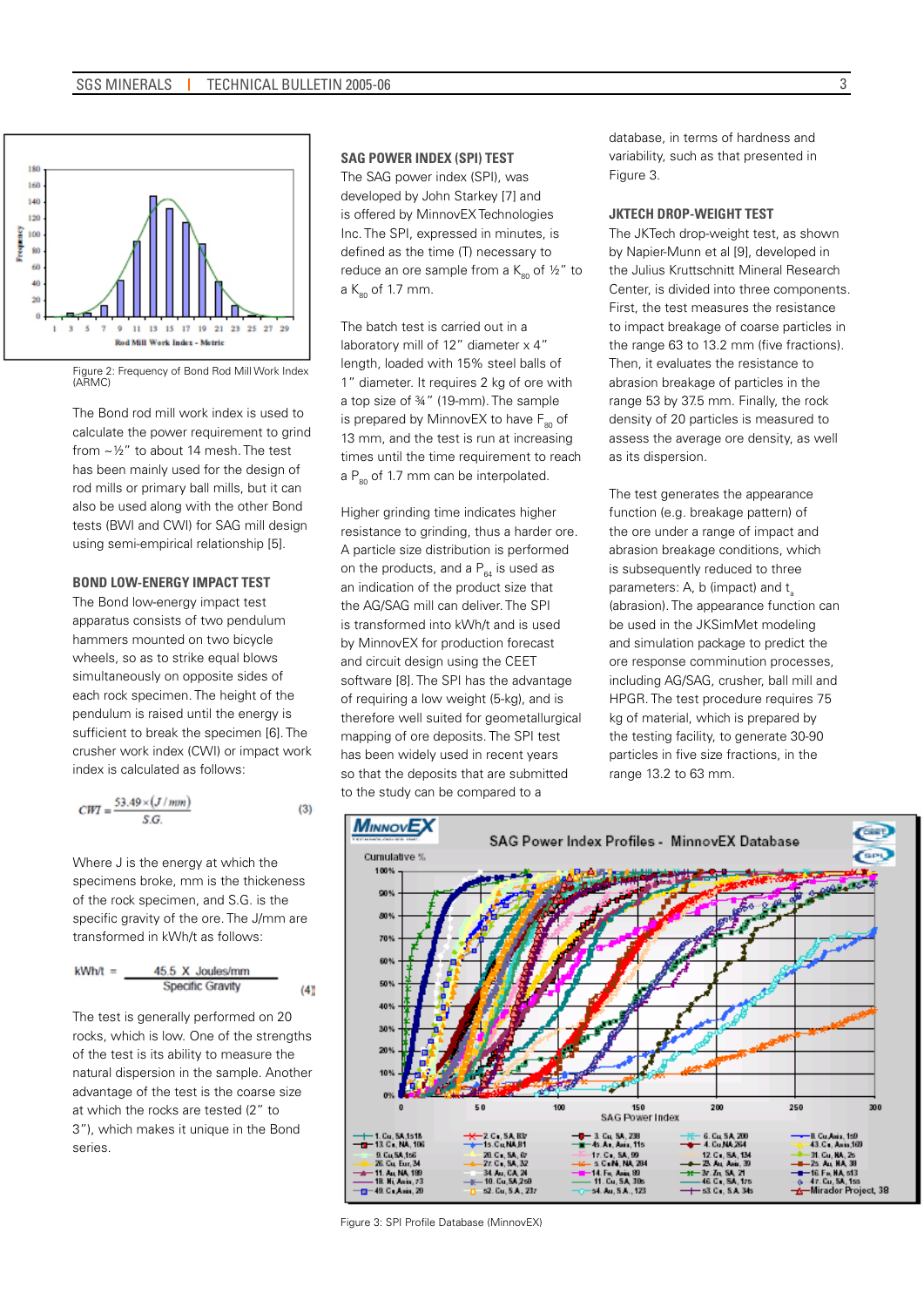Figure 2: Frequency of Bond Rod Mill Work Index (ARMC)

The Bond rod mill work index is used to calculate the power requirement to grind from ~½" to about 14 mesh. The test has been mainly used for the design of rod mills or primary ball mills, but it can also be used along with the other Bond tests (BWI and CWI) for SAG mill design using semi-empirical relationship [5].

### BOND LOW-ENERGY IMPACT TEST

The Bond low-energy impact test apparatus consists of two pendulum hammers mounted on two bicycle wheels, so as to strike equal blows simultaneously on opposite sides of each rock specimen. The height of the pendulum is raised until the energy is sufficient to break the specimen [6]. The crusher work index (CWI) or impact work index is calculated as follows:

$$CWI = \frac{53.49 \times (J/mm)}{S.G.} \quad (3)$$

Where J is the energy at which the specimens broke, mm is the thickeness of the rock specimen, and S.G. is the specific gravity of the ore. The J/mm are transformed in kWh/t as follows:

$$kWh/t = \frac{45.5 \times Joules/mm}{Specific\ Gravity} \quad (4)$$

The test is generally performed on 20 rocks, which is low. One of the strengths of the test is its ability to measure the natural dispersion in the sample. Another advantage of the test is the coarse size at which the rocks are tested (2" to 3"), which makes it unique in the Bond series.

### SAG POWER INDEX (SPI) TEST

The SAG power index (SPI), was developed by John Starkey [7] and is offered by MinnovEX Technologies Inc. The SPI, expressed in minutes, is defined as the time (T) necessary to reduce an ore sample from a $K_{80}$ of ½" to a $K_{80}$ of 1.7 mm.

The batch test is carried out in a laboratory mill of 12" diameter x 4" length, loaded with 15% steel balls of 1" diameter. It requires 2 kg of ore with a top size of ¾" (19-mm). The sample is prepared by MinnovEX to have $F_{80}$ of 13 mm, and the test is run at increasing times until the time requirement to reach a $P_{80}$ of 1.7 mm can be interpolated.

Higher grinding time indicates higher resistance to grinding, thus a harder ore. A particle size distribution is performed on the products, and a $P_{64}$ is used as an indication of the product size that the AG/SAG mill can deliver. The SPI is transformed into kWh/t and is used by MinnovEX for production forecast and circuit design using the CEET software [8]. The SPI has the advantage of requiring a low weight (5-kg), and is therefore well suited for geometallurgical mapping of ore deposits. The SPI test has been widely used in recent years so that the deposits that are submitted to the study can be compared to a database, in terms of hardness and variability, such as that presented in Figure 3.

### JKTECH DROP-WEIGHT TEST

The JKTech drop-weight test, as shown by Napier-Munn et al [9], developed by the Julius Kruttschnitt Mineral Research Center, is divided into three components. First, the test measures the resistance to impact breakage of coarse particles in the range 63 to 13.2 mm (five fractions). Then, it evaluates the resistance to abrasion breakage of particles in the range 53 by 37.5 mm. Finally, the rock density of 20 particles is measured to assess the average ore density, as well as its dispersion.

The test generates the appearance function (e.g. breakage pattern) of the ore under a range of impact and abrasion breakage conditions, which is subsequently reduced to three parameters: A, b (impact) and $t_a$ (abrasion). The appearance function can be used in the JKSimMet modeling and simulation package to predict the ore response comminution processes, including AG/SAG, crusher, ball mill and HPGR. The test procedure requires 75 kg of material, which is prepared by the testing facility, to generate 30-90 particles in five size fractions, in the range 13.2 to 63 mm.

Figure 3: SPI Profile Database (MinnovEX)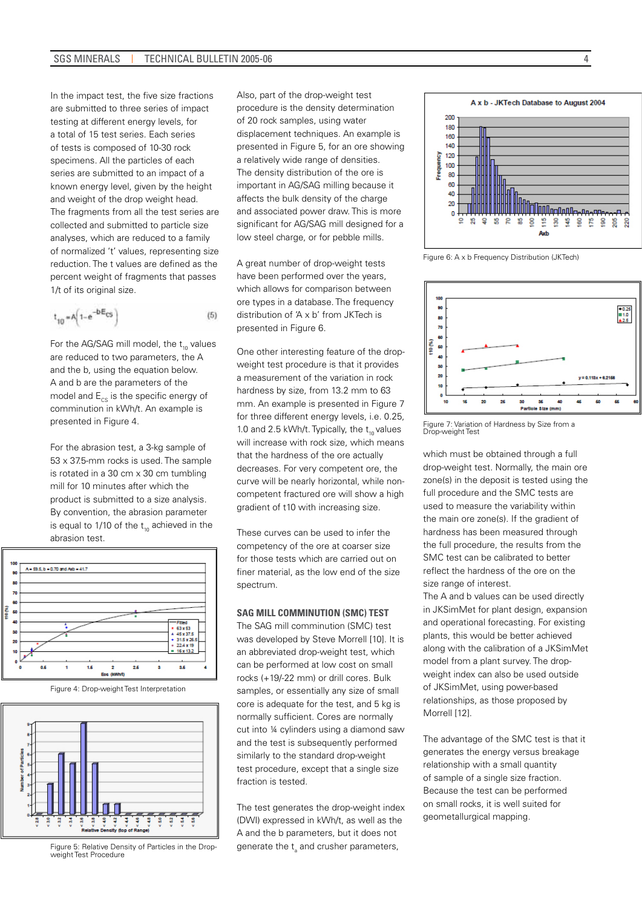In the impact test, the five size fractions are submitted to three series of impact testing at different energy levels, for a total of 15 test series. Each series of tests is composed of 10-30 rock specimens. All the particles of each series are submitted to an impact of a known energy level, given by the height and weight of the drop weight head. The fragments from all the test series are collected and submitted to particle size analyses, which are reduced to a family of normalized 't' values, representing size reduction. The t values are defined as the percent weight of fragments that passes 1/t of its original size.

$$t_{10} = A\left(1 - e^{-bE_{CS}}\right) \quad (5)$$

For the AG/SAG mill model, the $t_{10}$ values are reduced to two parameters, the A and the b, using the equation below. A and b are the parameters of the model and $E_{CS}$ is the specific energy of comminution in kWh/t. An example is presented in Figure 4.

For the abrasion test, a 3-kg sample of 53 x 37.5-mm rocks is used. The sample is rotated in a 30 cm x 30 cm tumbling mill for 10 minutes after which the product is submitted to a size analysis. By convention, the abrasion parameter is equal to 1/10 of the $t_{10}$ achieved in the abrasion test.

Figure 4: Drop-weight Test Interpretation

Figure 5: Relative Density of Particles in the Drop-weight Test Procedure

Also, part of the drop-weight test procedure is the density determination of 20 rock samples, using water displacement techniques. An example is presented in Figure 5, for an ore showing a relatively wide range of densities. The density distribution of the ore is important in AG/SAG milling because it affects the bulk density of the charge and associated power draw. This is more significant for AG/SAG mill designed for a low steel charge, or for pebble mills.

A great number of drop-weight tests have been performed over the years, which allows for comparison between ore types in a database. The frequency distribution of 'A x b' from JKTech is presented in Figure 6.

One other interesting feature of the drop-weight test procedure is that it provides a measurement of the variation in rock hardness by size, from 13.2 mm to 63 mm. An example is presented in Figure 7 for three different energy levels, i.e. 0.25, 1.0 and 2.5 kWh/t. Typically, the $t_{10}$ values will increase with rock size, which means that the hardness of the ore actually decreases. For very competent ore, the curve will be nearly horizontal, while non-competent fractured ore will show a high gradient of t10 with increasing size.

These curves can be used to infer the competency of the ore at coarser size for those tests which are carried out on finer material, as the low end of the size spectrum.

## SAG MILL COMMINUTION (SMC) TEST

The SAG mill comminution (SMC) test was developed by Steve Morrell [10]. It is an abbreviated drop-weight test, which can be performed at low cost on small rocks (+19/-22 mm) or drill cores. Bulk samples, or essentially any size of small core is adequate for the test, and 5 kg is normally sufficient. Cores are normally cut into ¼ cylinders using a diamond saw and the test is subsequently performed similarly to the standard drop-weight test procedure, except that a single size fraction is tested.

The test generates the drop-weight index (DWI) expressed in kWh/t, as well as the A and the b parameters, but it does not generate the $t_a$ and crusher parameters,

Figure 6: A x b Frequency Distribution (JKTech)

Figure 7: Variation of Hardness by Size from a Drop-weight Test

which must be obtained through a full drop-weight test. Normally, the main ore zone(s) in the deposit is tested using the full procedure and the SMC tests are used to measure the variability within the main ore zone(s). If the gradient of hardness has been measured through the full procedure, the results from the SMC test can be calibrated to better reflect the hardness of the ore on the size range of interest.

The A and b values can be used directly in JKSimMet for plant design, expansion and operational forecasting. For existing plants, this would be better achieved along with the calibration of a JKSimMet model from a plant survey. The drop-weight index can also be used outside of JKSimMet, using power-based relationships, as those proposed by Morrell [12].

The advantage of the SMC test is that it generates the energy versus breakage relationship with a small quantity of sample of a single size fraction. Because the test can be performed on small rocks, it is well suited for geometallurgical mapping.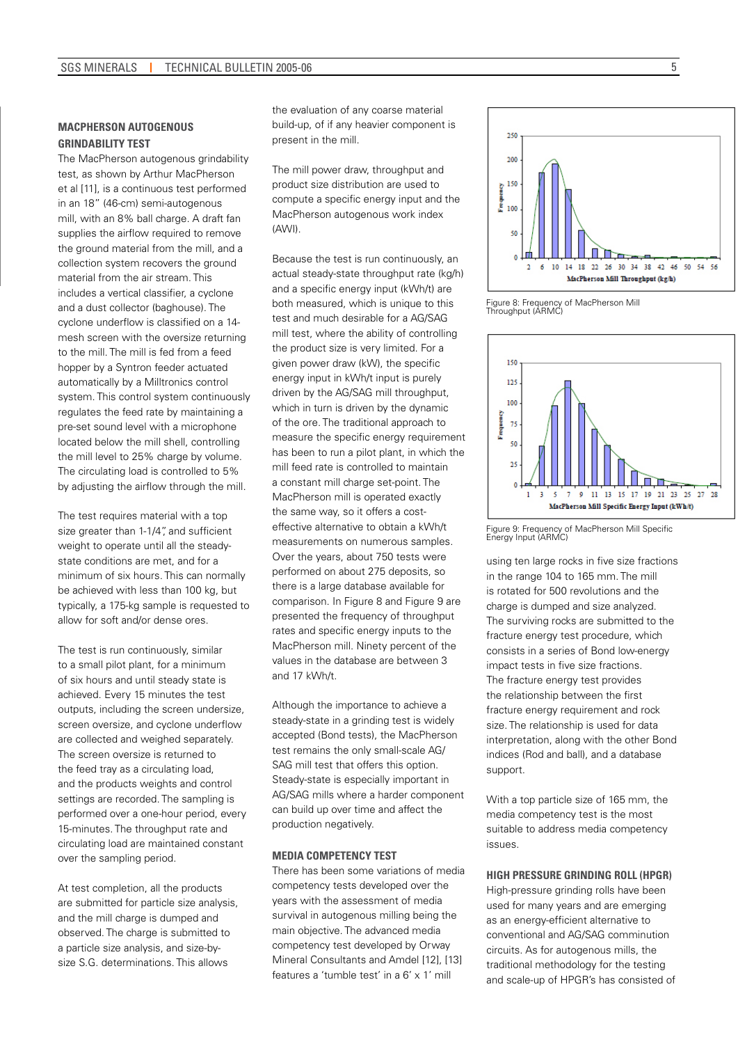## MACPHERSON AUTOGENOUS GRINDABILITY TEST

The MacPherson autogenous grindability test, as shown by Arthur MacPherson et al [11], is a continuous test performed in an 18" (46-cm) semi-autogenous mill, with an 8% ball charge. A draft fan supplies the airflow required to remove the ground material from the mill, and a collection system recovers the ground material from the air stream. This includes a vertical classifier, a cyclone and a dust collector (baghouse). The cyclone underflow is classified on a 14-mesh screen with the oversize returning to the mill. The mill is fed from a feed hopper by a Syntron feeder actuated automatically by a Milltronics control system. This control system continuously regulates the feed rate by maintaining a pre-set sound level with a microphone located below the mill shell, controlling the mill level to 25% charge by volume. The circulating load is controlled to 5% by adjusting the airflow through the mill.

The test requires material with a top size greater than 1-1/4", and sufficient weight to operate until all the steady-state conditions are met, and for a minimum of six hours. This can normally be achieved with less than 100 kg, but typically, a 175-kg sample is requested to allow for soft and/or dense ores.

The test is run continuously, similar to a small pilot plant, for a minimum of six hours and until steady state is achieved. Every 15 minutes the test outputs, including the screen undersize, screen oversize, and cyclone underflow are collected and weighed separately. The screen oversize is returned to the feed tray as a circulating load, and the products weights and control settings are recorded. The sampling is performed over a one-hour period, every 15-minutes. The throughput rate and circulating load are maintained constant over the sampling period.

At test completion, all the products are submitted for particle size analysis, and the mill charge is dumped and observed. The charge is submitted to a particle size analysis, and size-by-size S.G. determinations. This allows the evaluation of any coarse material build-up, of if any heavier component is present in the mill.

The mill power draw, throughput and product size distribution are used to compute a specific energy input and the MacPherson autogenous work index (AWI).

Because the test is run continuously, an actual steady-state throughput rate (kg/h) and a specific energy input (kWh/t) are both measured, which is unique to this test and much desirable for a AG/SAG mill test, where the ability of controlling the product size is very limited. For a given power draw (kW), the specific energy input in kWh/t input is purely driven by the AG/SAG mill throughput, which in turn is driven by the dynamic of the ore. The traditional approach to measure the specific energy requirement has been to run a pilot plant, in which the mill feed rate is controlled to maintain a constant mill charge set-point. The MacPherson mill is operated exactly the same way, so it offers a cost-effective alternative to obtain a kWh/t measurements on numerous samples. Over the years, about 750 tests were performed on about 275 deposits, so there is a large database available for comparison. In Figure 8 and Figure 9 are presented the frequency of throughput rates and specific energy inputs to the MacPherson mill. Ninety percent of the values in the database are between 3 and 17 kWh/t.

Although the importance to achieve a steady-state in a grinding test is widely accepted (Bond tests), the MacPherson test remains the only small-scale AG/SAG mill test that offers this option. Steady-state is especially important in AG/SAG mills where a harder component can build up over time and affect the production negatively.

Figure 8: Frequency of MacPherson Mill Throughput (ARMC)

Figure 9: Frequency of MacPherson Mill Specific Energy Input (ARMC)

## MEDIA COMPETENCY TEST

There has been some variations of media competency tests developed over the years with the assessment of media survival in autogenous milling being the main objective. The advanced media competency test developed by Orway Mineral Consultants and Amdel [12], [13] features a 'tumble test' in a 6' x 1' mill using ten large rocks in five size fractions in the range 104 to 165 mm. The mill is rotated for 500 revolutions and the charge is dumped and size analyzed. The surviving rocks are submitted to the fracture energy test procedure, which consists in a series of Bond low-energy impact tests in five size fractions. The fracture energy test provides the relationship between the first fracture energy requirement and rock size. The relationship is used for data interpretation, along with the other Bond indices (Rod and ball), and a database support.

With a top particle size of 165 mm, the media competency test is the most suitable to address media competency issues.

## HIGH PRESSURE GRINDING ROLL (HPGR)

High-pressure grinding rolls have been used for many years and are emerging as an energy-efficient alternative to conventional and AG/SAG comminution circuits. As for autogenous mills, the traditional methodology for the testing and scale-up of HPGR's has consisted of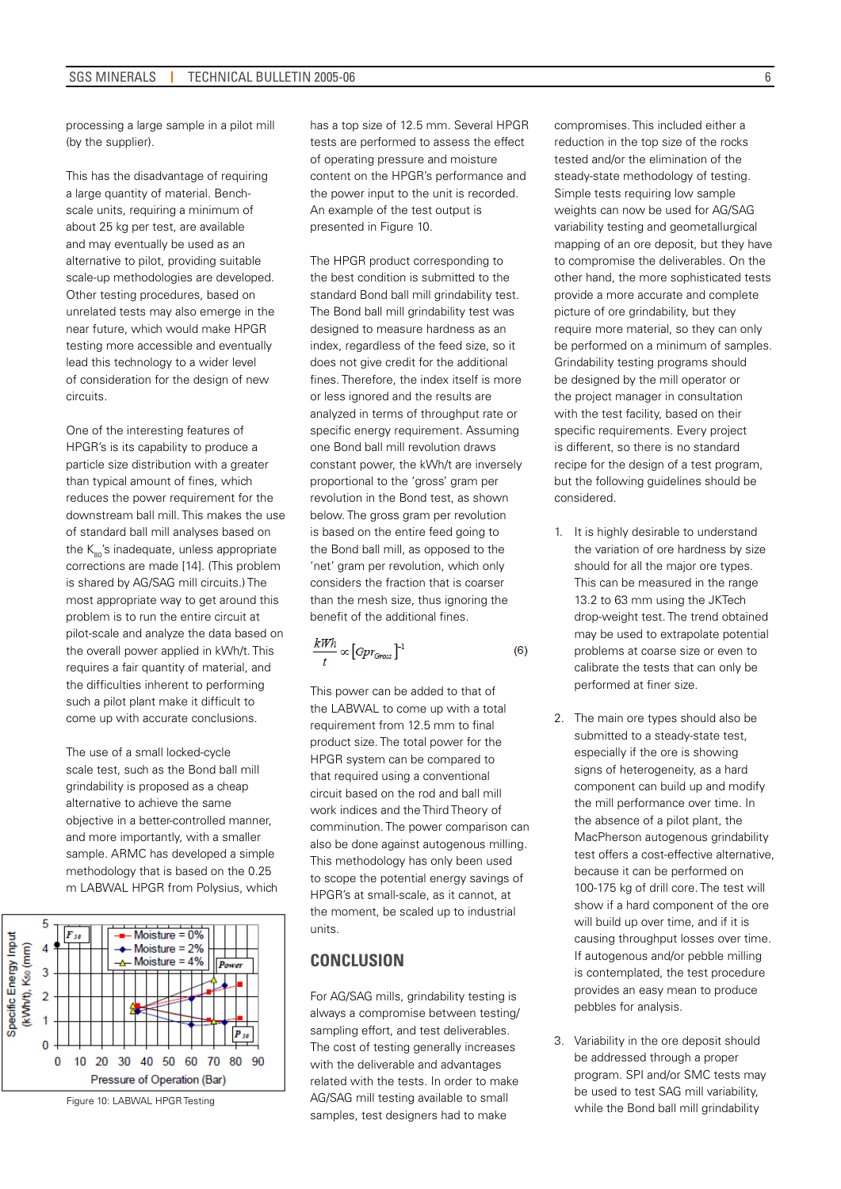processing a large sample in a pilot mill (by the supplier).

This has the disadvantage of requiring a large quantity of material. Bench-scale units, requiring a minimum of about 25 kg per test, are available and may eventually be used as an alternative to pilot, providing suitable scale-up methodologies are developed. Other testing procedures, based on unrelated tests may also emerge in the near future, which would make HPGR testing more accessible and eventually lead this technology to a wider level of consideration for the design of new circuits.

One of the interesting features of HPGR's is its capability to produce a particle size distribution with a greater than typical amount of fines, which reduces the power requirement for the downstream ball mill. This makes the use of standard ball mill analyses based on the $K_{80}$'s inadequate, unless appropriate corrections are made [14]. (This problem is shared by AG/SAG mill circuits.) The most appropriate way to get around this problem is to run the entire circuit at pilot-scale and analyze the data based on the overall power applied in kWh/t. This requires a fair quantity of material, and the difficulties inherent to performing such a pilot plant make it difficult to come up with accurate conclusions.

The use of a small locked-cycle scale test, such as the Bond ball mill grindability is proposed as a cheap alternative to achieve the same objective in a better-controlled manner, and more importantly, with a smaller sample. ARMC has developed a simple methodology that is based on the 0.25 m LABWAL HPGR from Polysius, which has a top size of 12.5 mm. Several HPGR tests are performed to assess the effect of operating pressure and moisture content on the HPGR's performance and the power input to the unit is recorded. An example of the test output is presented in Figure 10.

Figure 10: LABWAL HPGR Testing

The HPGR product corresponding to the best condition is submitted to the standard Bond ball mill grindability test. The Bond ball mill grindability test was designed to measure hardness as an index, regardless of the feed size, so it does not give credit for the additional fines. Therefore, the index itself is more or less ignored and the results are analyzed in terms of throughput rate or specific energy requirement. Assuming one Bond ball mill revolution draws constant power, the kWh/t are inversely proportional to the 'gross' gram per revolution in the Bond test, as shown below. The gross gram per revolution is based on the entire feed going to the Bond ball mill, as opposed to the 'net' gram per revolution, which only considers the fraction that is coarser than the mesh size, thus ignoring the benefit of the additional fines.

$$\frac{kWh}{t} \propto \left[Gpr_{Gross}\right]^{-1} \qquad (6)$$

This power can be added to that of the LABWAL to come up with a total requirement from 12.5 mm to final product size. The total power for the HPGR system can be compared to that required using a conventional circuit based on the rod and ball mill work indices and the Third Theory of comminution. The power comparison can also be done against autogenous milling. This methodology has only been used to scope the potential energy savings of HPGR's at small-scale, as it cannot, at the moment, be scaled up to industrial units.

## CONCLUSION

For AG/SAG mills, grindability testing is always a compromise between testing/sampling effort, and test deliverables. The cost of testing generally increases with the deliverable and advantages related with the tests. In order to make AG/SAG mill testing available to small samples, test designers had to make compromises. This included either a reduction in the top size of the rocks tested and/or the elimination of the steady-state methodology of testing. Simple tests requiring low sample weights can now be used for AG/SAG variability testing and geometallurgical mapping of an ore deposit, but they have to compromise the deliverables. On the other hand, the more sophisticated tests provide a more accurate and complete picture of ore grindability, but they require more material, so they can only be performed on a minimum of samples. Grindability testing programs should be designed by the mill operator or the project manager in consultation with the test facility, based on their specific requirements. Every project is different, so there is no standard recipe for the design of a test program, but the following guidelines should be considered.

1. It is highly desirable to understand the variation of ore hardness by size should for all the major ore types. This can be measured in the range 13.2 to 63 mm using the JKTech drop-weight test. The trend obtained may be used to extrapolate potential problems at coarse size or even to calibrate the tests that can only be performed at finer size.

2. The main ore types should also be submitted to a steady-state test, especially if the ore is showing signs of heterogeneity, as a hard component can build up and modify the mill performance over time. In the absence of a pilot plant, the MacPherson autogenous grindability test offers a cost-effective alternative, because it can be performed on 100-175 kg of drill core. The test will show if a hard component of the ore will build up over time, and if it is causing throughput losses over time. If autogenous and/or pebble milling is contemplated, the test procedure provides an easy mean to produce pebbles for analysis.

3. Variability in the ore deposit should be addressed through a proper program. SPI and/or SMC tests may be used to test SAG mill variability, while the Bond ball mill grindability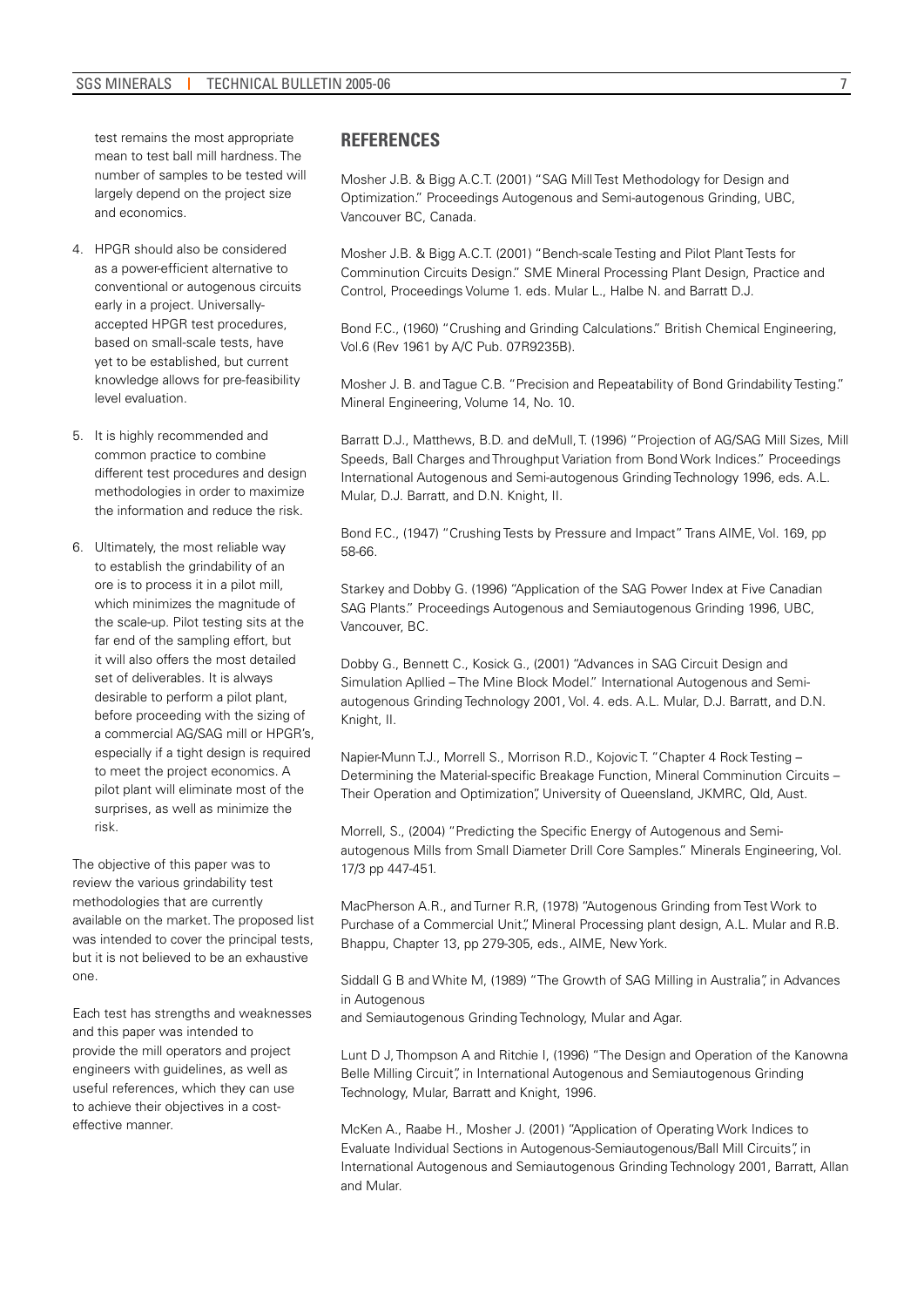test remains the most appropriate mean to test ball mill hardness. The number of samples to be tested will largely depend on the project size and economics.

4. HPGR should also be considered as a power-efficient alternative to conventional or autogenous circuits early in a project. Universally-accepted HPGR test procedures, based on small-scale tests, have yet to be established, but current knowledge allows for pre-feasibility level evaluation.

5. It is highly recommended and common practice to combine different test procedures and design methodologies in order to maximize the information and reduce the risk.

6. Ultimately, the most reliable way to establish the grindability of an ore is to process it in a pilot mill, which minimizes the magnitude of the scale-up. Pilot testing sits at the far end of the sampling effort, but it will also offers the most detailed set of deliverables. It is always desirable to perform a pilot plant, before proceeding with the sizing of a commercial AG/SAG mill or HPGR's, especially if a tight design is required to meet the project economics. A pilot plant will eliminate most of the surprises, as well as minimize the risk.

The objective of this paper was to review the various grindability test methodologies that are currently available on the market. The proposed list was intended to cover the principal tests, but it is not believed to be an exhaustive one.

Each test has strengths and weaknesses and this paper was intended to provide the mill operators and project engineers with guidelines, as well as useful references, which they can use to achieve their objectives in a cost-effective manner.

## REFERENCES

Mosher J.B. & Bigg A.C.T. (2001) "SAG Mill Test Methodology for Design and Optimization." Proceedings Autogenous and Semi-autogenous Grinding, UBC, Vancouver BC, Canada.

Mosher J.B. & Bigg A.C.T. (2001) "Bench-scale Testing and Pilot Plant Tests for Comminution Circuits Design." SME Mineral Processing Plant Design, Practice and Control, Proceedings Volume 1. eds. Mular L., Halbe N. and Barratt D.J.

Bond F.C., (1960) "Crushing and Grinding Calculations." British Chemical Engineering, Vol.6 (Rev 1961 by A/C Pub. 07R9235B).

Mosher J. B. and Tague C.B. "Precision and Repeatability of Bond Grindability Testing." Mineral Engineering, Volume 14, No. 10.

Barratt D.J., Matthews, B.D. and deMull, T. (1996) "Projection of AG/SAG Mill Sizes, Mill Speeds, Ball Charges and Throughput Variation from Bond Work Indices." Proceedings International Autogenous and Semi-autogenous Grinding Technology 1996, eds. A.L. Mular, D.J. Barratt, and D.N. Knight, II.

Bond F.C., (1947) "Crushing Tests by Pressure and Impact" Trans AIME, Vol. 169, pp 58-66.

Starkey and Dobby G. (1996) "Application of the SAG Power Index at Five Canadian SAG Plants." Proceedings Autogenous and Semiautogenous Grinding 1996, UBC, Vancouver, BC.

Dobby G., Bennett C., Kosick G., (2001) "Advances in SAG Circuit Design and Simulation Apllied – The Mine Block Model." International Autogenous and Semi-autogenous Grinding Technology 2001, Vol. 4. eds. A.L. Mular, D.J. Barratt, and D.N. Knight, II.

Napier-Munn T.J., Morrell S., Morrison R.D., Kojovic T. "Chapter 4 Rock Testing – Determining the Material-specific Breakage Function, Mineral Comminution Circuits – Their Operation and Optimization", University of Queensland, JKMRC, Qld, Aust.

Morrell, S., (2004) "Predicting the Specific Energy of Autogenous and Semi-autogenous Mills from Small Diameter Drill Core Samples." Minerals Engineering, Vol. 17/3 pp 447-451.

MacPherson A.R., and Turner R.R, (1978) "Autogenous Grinding from Test Work to Purchase of a Commercial Unit.", Mineral Processing plant design, A.L. Mular and R.B. Bhappu, Chapter 13, pp 279-305, eds., AIME, New York.

Siddall G B and White M, (1989) "The Growth of SAG Milling in Australia", in Advances in Autogenous and Semiautogenous Grinding Technology, Mular and Agar.

Lunt D J, Thompson A and Ritchie I, (1996) "The Design and Operation of the Kanowna Belle Milling Circuit", in International Autogenous and Semiautogenous Grinding Technology, Mular, Barratt and Knight, 1996.

McKen A., Raabe H., Mosher J. (2001) "Application of Operating Work Indices to Evaluate Individual Sections in Autogenous-Semiautogenous/Ball Mill Circuits", in International Autogenous and Semiautogenous Grinding Technology 2001, Barratt, Allan and Mular.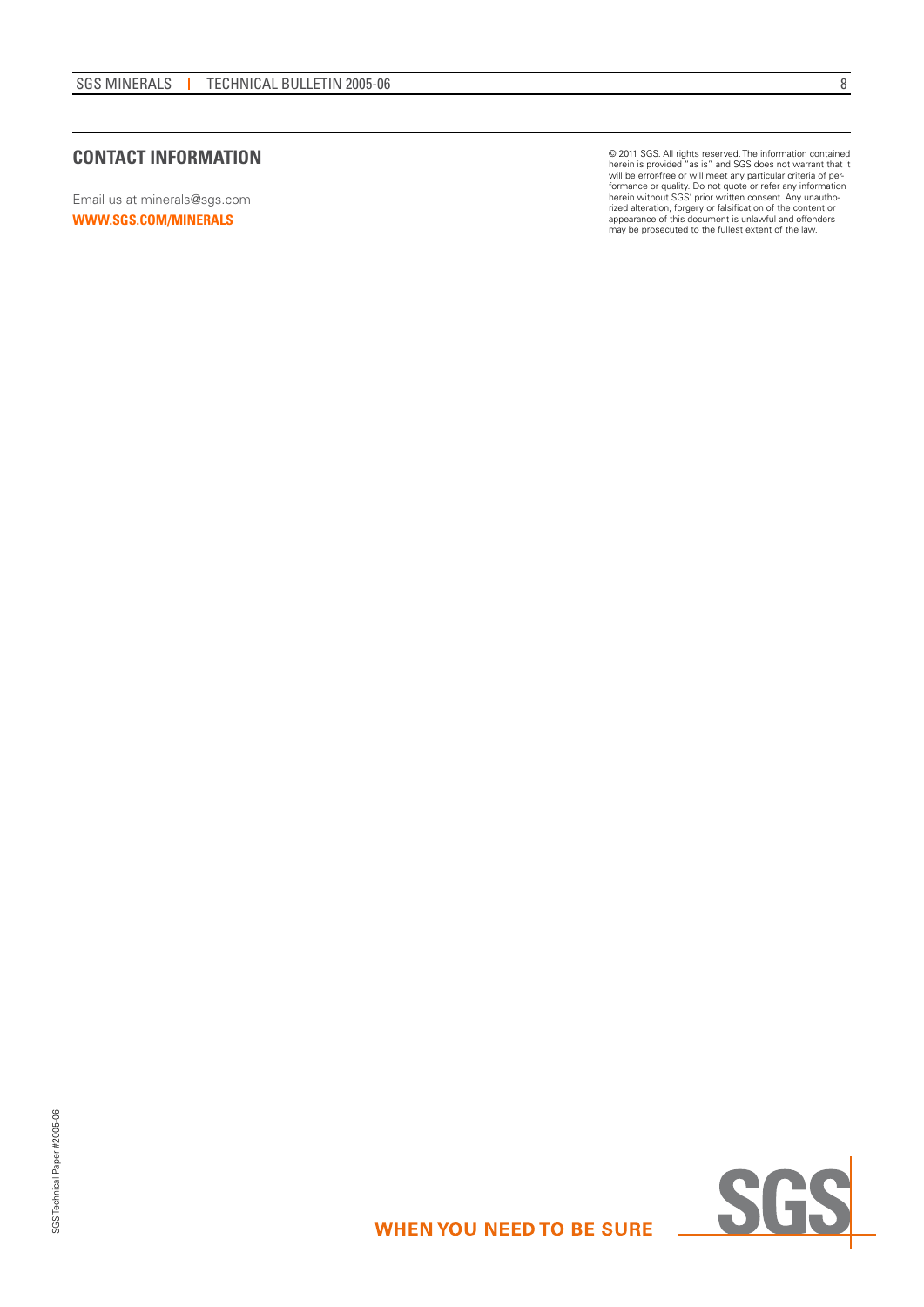## CONTACT INFORMATION

Email us at minerals@sgs.com

**WWW.SGS.COM/MINERALS**

© 2011 SGS. All rights reserved. The information contained herein is provided "as is" and SGS does not warrant that it will be error-free or will meet any particular criteria of performance or quality. Do not quote or refer any information herein without SGS' prior written consent. Any unauthorized alteration, forgery or falsification of the content or appearance of this document is unlawful and offenders may be prosecuted to the fullest extent of the law.

**WHEN YOU NEED TO BE SURE**